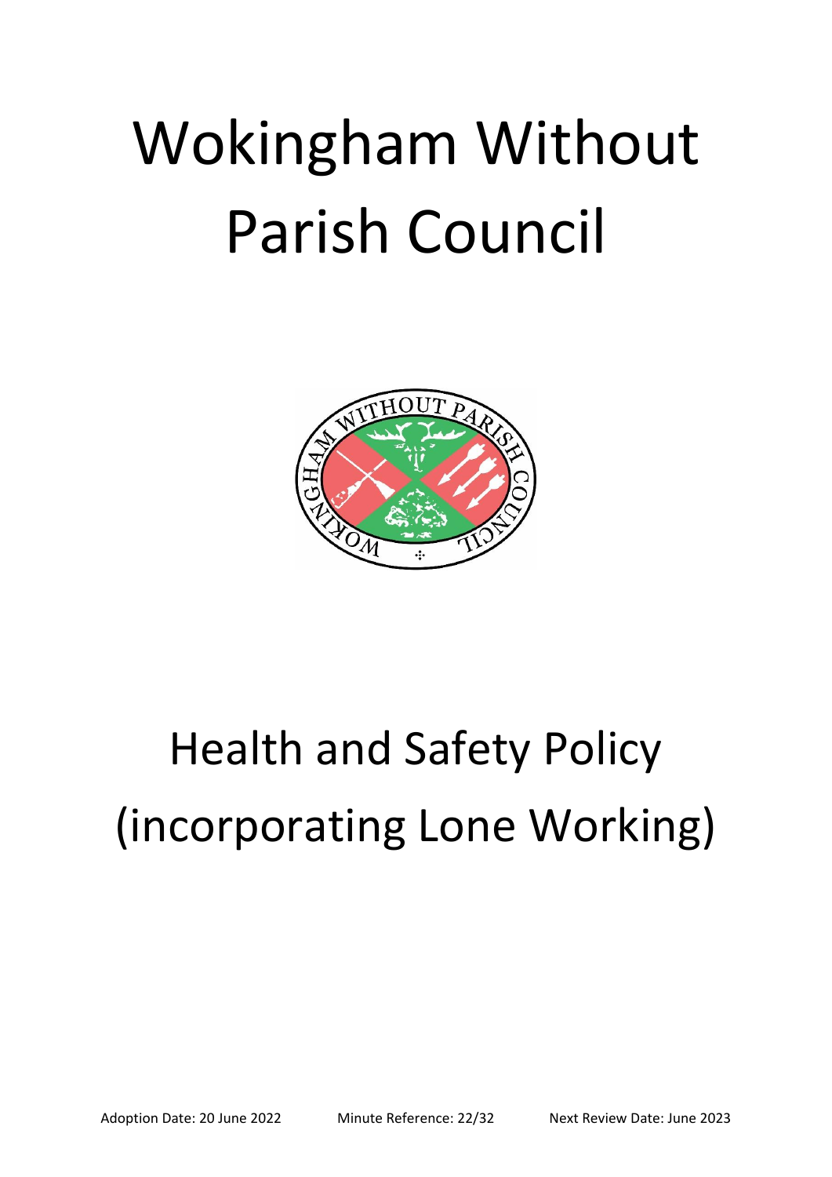# Wokingham Without Parish Council

# Health and Safety Policy (incorporating Lone Working)

Adoption Date: 20 June 2022 Minute Reference: 22/32 Next Review Date: June 2023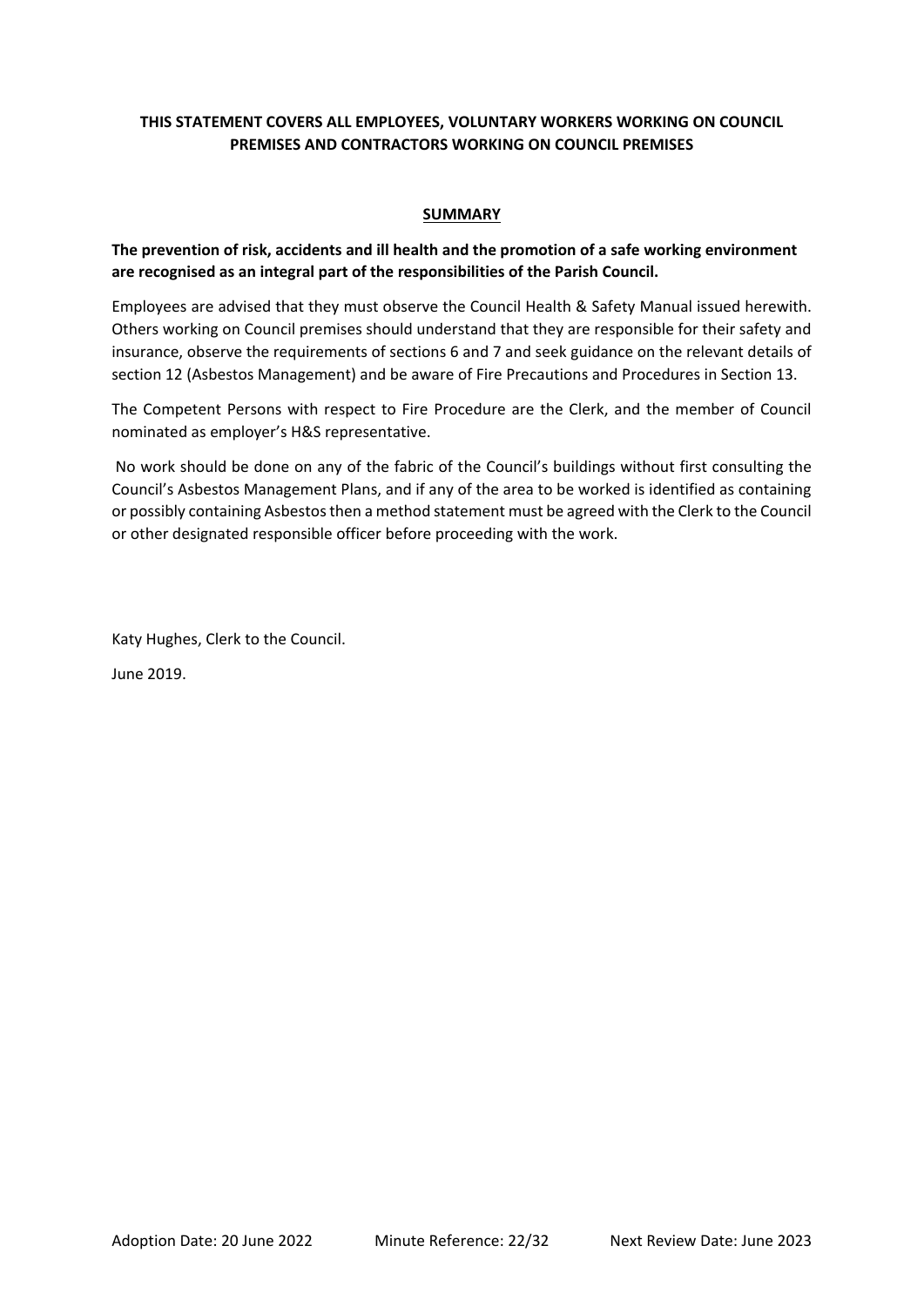**THIS STATEMENT COVERS ALL EMPLOYEES, VOLUNTARY WORKERS WORKING ON COUNCIL PREMISES AND CONTRACTORS WORKING ON COUNCIL PREMISES**

## SUMMARY

**The prevention of risk, accidents and ill health and the promotion of a safe working environment are recognised as an integral part of the responsibilities of the Parish Council.**

Employees are advised that they must observe the Council Health & Safety Manual issued herewith. Others working on Council premises should understand that they are responsible for their safety and insurance, observe the requirements of sections 6 and 7 and seek guidance on the relevant details of section 12 (Asbestos Management) and be aware of Fire Precautions and Procedures in Section 13.

The Competent Persons with respect to Fire Procedure are the Clerk, and the member of Council nominated as employer's H&S representative.

No work should be done on any of the fabric of the Council's buildings without first consulting the Council's Asbestos Management Plans, and if any of the area to be worked is identified as containing or possibly containing Asbestos then a method statement must be agreed with the Clerk to the Council or other designated responsible officer before proceeding with the work.

Katy Hughes, Clerk to the Council.

June 2019.

Adoption Date: 20 June 2022 Minute Reference: 22/32 Next Review Date: June 2023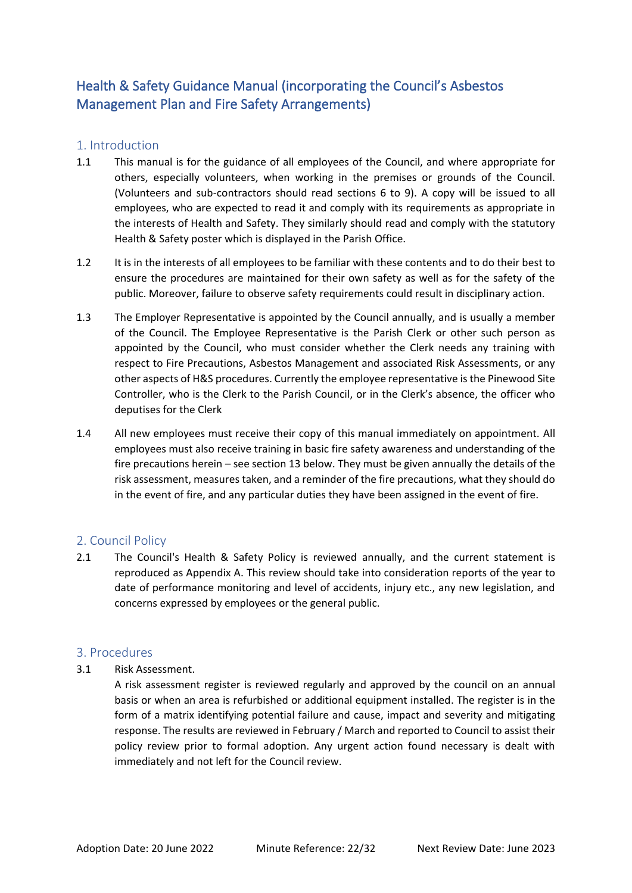# Health & Safety Guidance Manual (incorporating the Council's Asbestos Management Plan and Fire Safety Arrangements)

## 1. Introduction

1.1 This manual is for the guidance of all employees of the Council, and where appropriate for others, especially volunteers, when working in the premises or grounds of the Council. (Volunteers and sub-contractors should read sections 6 to 9). A copy will be issued to all employees, who are expected to read it and comply with its requirements as appropriate in the interests of Health and Safety. They similarly should read and comply with the statutory Health & Safety poster which is displayed in the Parish Office.

1.2 It is in the interests of all employees to be familiar with these contents and to do their best to ensure the procedures are maintained for their own safety as well as for the safety of the public. Moreover, failure to observe safety requirements could result in disciplinary action.

1.3 The Employer Representative is appointed by the Council annually, and is usually a member of the Council. The Employee Representative is the Parish Clerk or other such person as appointed by the Council, who must consider whether the Clerk needs any training with respect to Fire Precautions, Asbestos Management and associated Risk Assessments, or any other aspects of H&S procedures. Currently the employee representative is the Pinewood Site Controller, who is the Clerk to the Parish Council, or in the Clerk's absence, the officer who deputises for the Clerk

1.4 All new employees must receive their copy of this manual immediately on appointment. All employees must also receive training in basic fire safety awareness and understanding of the fire precautions herein – see section 13 below. They must be given annually the details of the risk assessment, measures taken, and a reminder of the fire precautions, what they should do in the event of fire, and any particular duties they have been assigned in the event of fire.

## 2. Council Policy

2.1 The Council's Health & Safety Policy is reviewed annually, and the current statement is reproduced as Appendix A. This review should take into consideration reports of the year to date of performance monitoring and level of accidents, injury etc., any new legislation, and concerns expressed by employees or the general public.

## 3. Procedures

3.1 Risk Assessment.

A risk assessment register is reviewed regularly and approved by the council on an annual basis or when an area is refurbished or additional equipment installed. The register is in the form of a matrix identifying potential failure and cause, impact and severity and mitigating response. The results are reviewed in February / March and reported to Council to assist their policy review prior to formal adoption. Any urgent action found necessary is dealt with immediately and not left for the Council review.

Adoption Date: 20 June 2022 Minute Reference: 22/32 Next Review Date: June 2023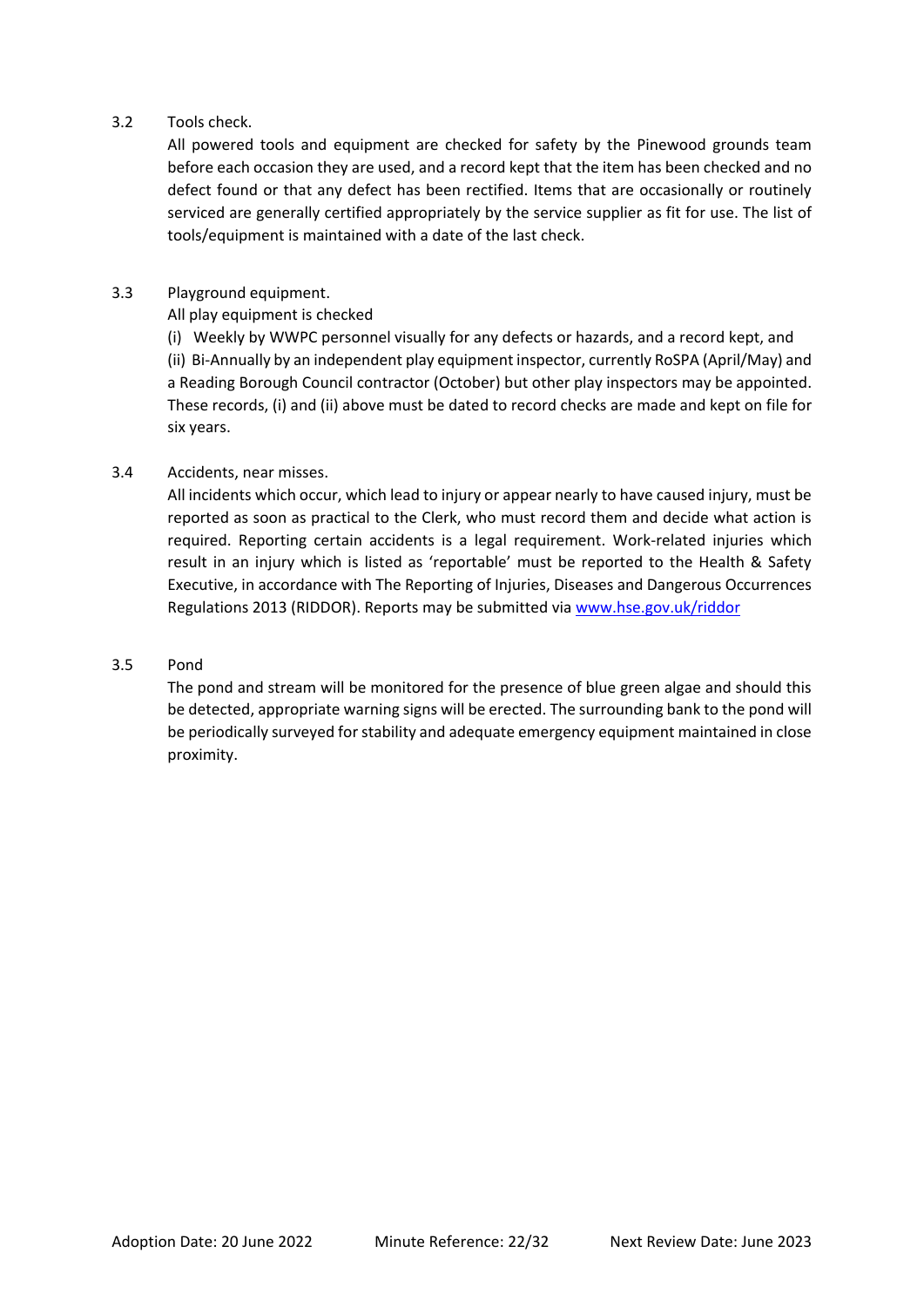3.2 Tools check.

All powered tools and equipment are checked for safety by the Pinewood grounds team before each occasion they are used, and a record kept that the item has been checked and no defect found or that any defect has been rectified. Items that are occasionally or routinely serviced are generally certified appropriately by the service supplier as fit for use. The list of tools/equipment is maintained with a date of the last check.

3.3 Playground equipment.

All play equipment is checked

(i) Weekly by WWPC personnel visually for any defects or hazards, and a record kept, and

(ii) Bi-Annually by an independent play equipment inspector, currently RoSPA (April/May) and a Reading Borough Council contractor (October) but other play inspectors may be appointed. These records, (i) and (ii) above must be dated to record checks are made and kept on file for six years.

3.4 Accidents, near misses.

All incidents which occur, which lead to injury or appear nearly to have caused injury, must be reported as soon as practical to the Clerk, who must record them and decide what action is required. Reporting certain accidents is a legal requirement. Work-related injuries which result in an injury which is listed as 'reportable' must be reported to the Health & Safety Executive, in accordance with The Reporting of Injuries, Diseases and Dangerous Occurrences Regulations 2013 (RIDDOR). Reports may be submitted via [www.hse.gov.uk/riddor](http://www.hse.gov.uk/riddor)

3.5 Pond

The pond and stream will be monitored for the presence of blue green algae and should this be detected, appropriate warning signs will be erected. The surrounding bank to the pond will be periodically surveyed for stability and adequate emergency equipment maintained in close proximity.

Adoption Date: 20 June 2022 Minute Reference: 22/32 Next Review Date: June 2023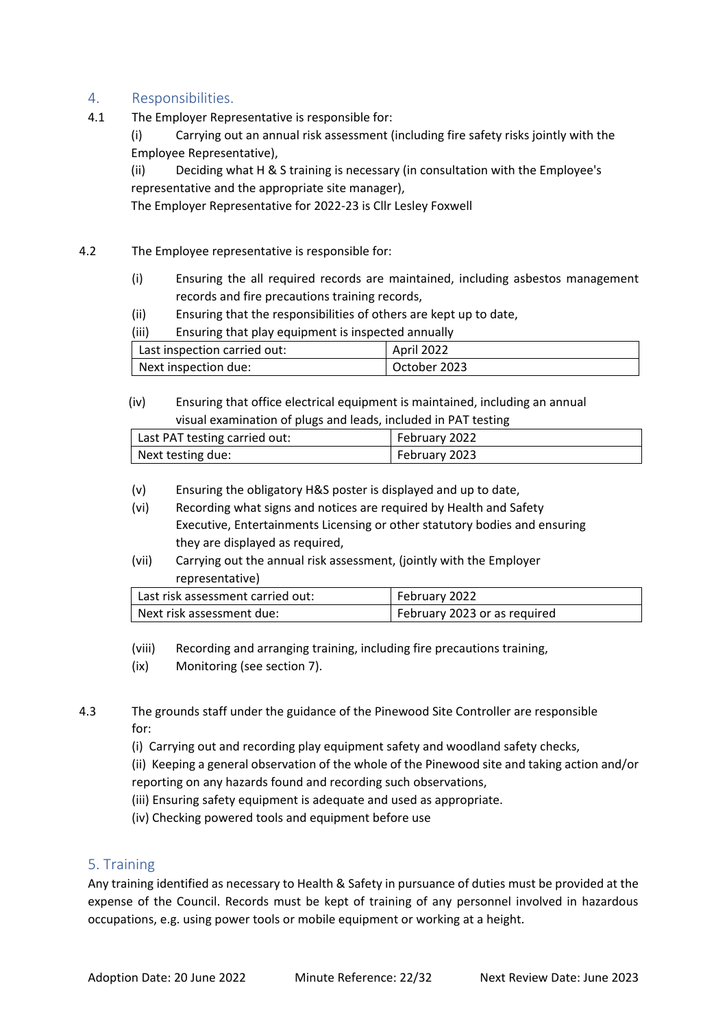## 4. Responsibilities.

4.1 The Employer Representative is responsible for:

(i) Carrying out an annual risk assessment (including fire safety risks jointly with the Employee Representative),

(ii) Deciding what H & S training is necessary (in consultation with the Employee's representative and the appropriate site manager),

The Employer Representative for 2022-23 is Cllr Lesley Foxwell

4.2 The Employee representative is responsible for:

(i) Ensuring the all required records are maintained, including asbestos management records and fire precautions training records,

(ii) Ensuring that the responsibilities of others are kept up to date,

(iii) Ensuring that play equipment is inspected annually

| Last inspection carried out: | April 2022 |
|---|---|
| Next inspection due: | October 2023 |

(iv) Ensuring that office electrical equipment is maintained, including an annual visual examination of plugs and leads, included in PAT testing

| Last PAT testing carried out: | February 2022 |
|---|---|
| Next testing due: | February 2023 |

(v) Ensuring the obligatory H&S poster is displayed and up to date,

(vi) Recording what signs and notices are required by Health and Safety Executive, Entertainments Licensing or other statutory bodies and ensuring they are displayed as required,

(vii) Carrying out the annual risk assessment, (jointly with the Employer representative)

| Last risk assessment carried out: | February 2022 |
|---|---|
| Next risk assessment due: | February 2023 or as required |

(viii) Recording and arranging training, including fire precautions training,

(ix) Monitoring (see section 7).

4.3 The grounds staff under the guidance of the Pinewood Site Controller are responsible for:

(i) Carrying out and recording play equipment safety and woodland safety checks,

(ii) Keeping a general observation of the whole of the Pinewood site and taking action and/or reporting on any hazards found and recording such observations,

(iii) Ensuring safety equipment is adequate and used as appropriate.

(iv) Checking powered tools and equipment before use

## 5. Training

Any training identified as necessary to Health & Safety in pursuance of duties must be provided at the expense of the Council. Records must be kept of training of any personnel involved in hazardous occupations, e.g. using power tools or mobile equipment or working at a height.

Adoption Date: 20 June 2022 Minute Reference: 22/32 Next Review Date: June 2023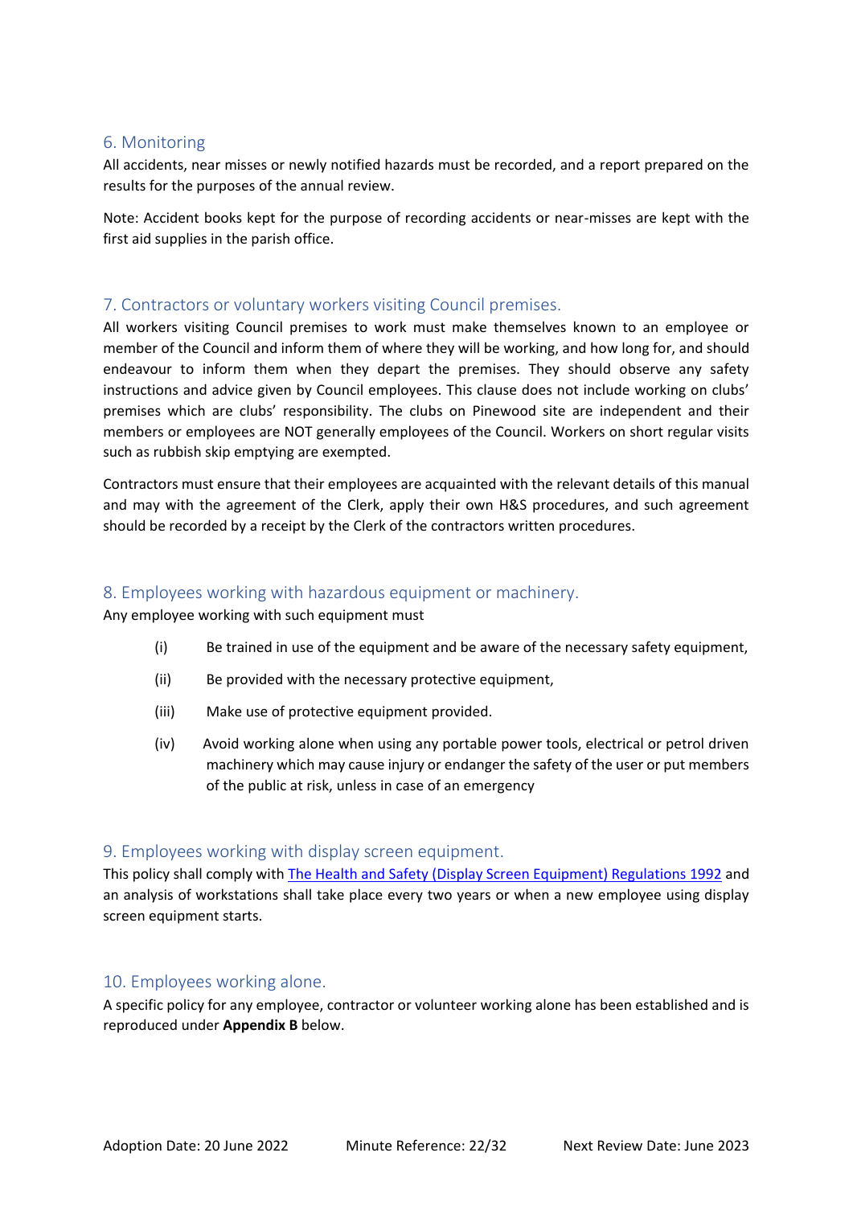## 6. Monitoring

All accidents, near misses or newly notified hazards must be recorded, and a report prepared on the results for the purposes of the annual review.

Note: Accident books kept for the purpose of recording accidents or near-misses are kept with the first aid supplies in the parish office.

## 7. Contractors or voluntary workers visiting Council premises.

All workers visiting Council premises to work must make themselves known to an employee or member of the Council and inform them of where they will be working, and how long for, and should endeavour to inform them when they depart the premises. They should observe any safety instructions and advice given by Council employees. This clause does not include working on clubs' premises which are clubs' responsibility. The clubs on Pinewood site are independent and their members or employees are NOT generally employees of the Council. Workers on short regular visits such as rubbish skip emptying are exempted.

Contractors must ensure that their employees are acquainted with the relevant details of this manual and may with the agreement of the Clerk, apply their own H&S procedures, and such agreement should be recorded by a receipt by the Clerk of the contractors written procedures.

## 8. Employees working with hazardous equipment or machinery.

Any employee working with such equipment must

(i) Be trained in use of the equipment and be aware of the necessary safety equipment,

(ii) Be provided with the necessary protective equipment,

(iii) Make use of protective equipment provided.

(iv) Avoid working alone when using any portable power tools, electrical or petrol driven machinery which may cause injury or endanger the safety of the user or put members of the public at risk, unless in case of an emergency

## 9. Employees working with display screen equipment.

This policy shall comply with The Health and Safety (Display Screen Equipment) Regulations 1992 and an analysis of workstations shall take place every two years or when a new employee using display screen equipment starts.

## 10. Employees working alone.

A specific policy for any employee, contractor or volunteer working alone has been established and is reproduced under **Appendix B** below.

Adoption Date: 20 June 2022 Minute Reference: 22/32 Next Review Date: June 2023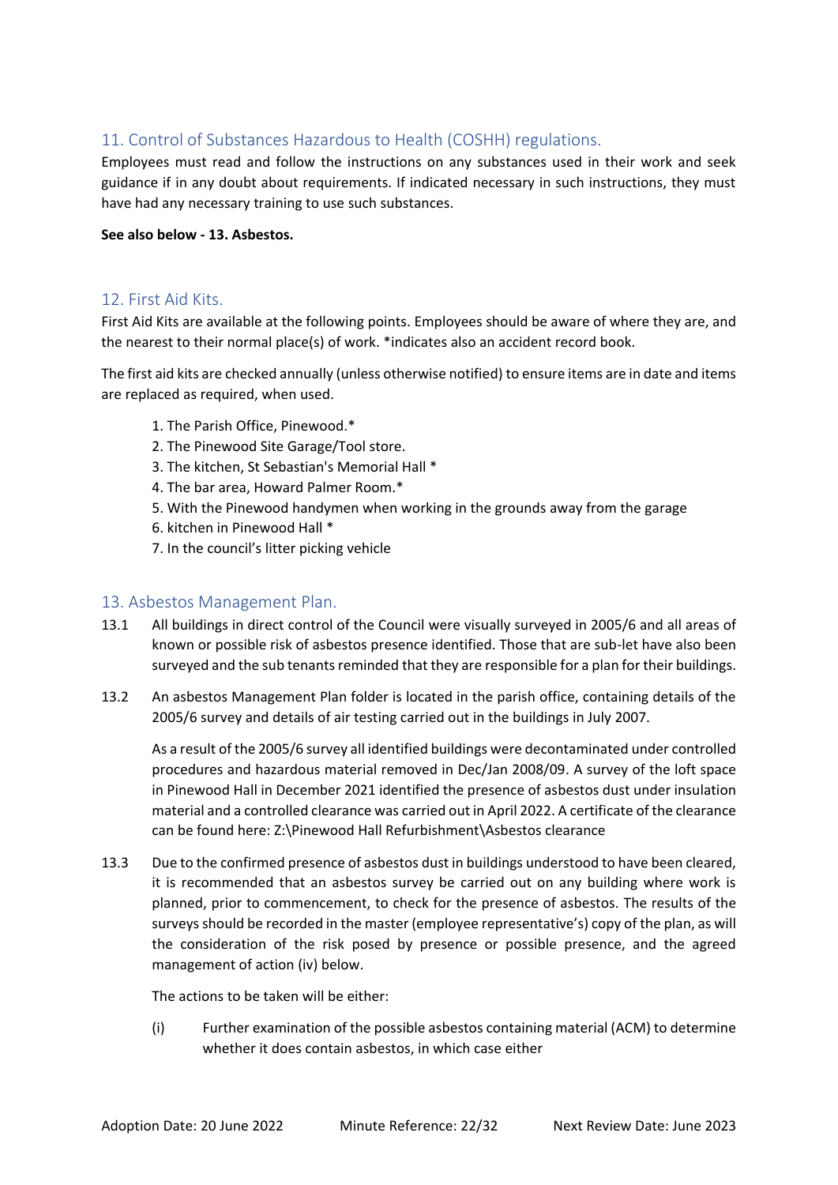## 11. Control of Substances Hazardous to Health (COSHH) regulations.

Employees must read and follow the instructions on any substances used in their work and seek guidance if in any doubt about requirements. If indicated necessary in such instructions, they must have had any necessary training to use such substances.

**See also below - 13. Asbestos.**

## 12. First Aid Kits.

First Aid Kits are available at the following points. Employees should be aware of where they are, and the nearest to their normal place(s) of work. *indicates also an accident record book.

The first aid kits are checked annually (unless otherwise notified) to ensure items are in date and items are replaced as required, when used.

1. The Parish Office, Pinewood.*
2. The Pinewood Site Garage/Tool store.
3. The kitchen, St Sebastian's Memorial Hall *
4. The bar area, Howard Palmer Room.*
5. With the Pinewood handymen when working in the grounds away from the garage
6. kitchen in Pinewood Hall *
7. In the council's litter picking vehicle

## 13. Asbestos Management Plan.

13.1 All buildings in direct control of the Council were visually surveyed in 2005/6 and all areas of known or possible risk of asbestos presence identified. Those that are sub-let have also been surveyed and the sub tenants reminded that they are responsible for a plan for their buildings.

13.2 An asbestos Management Plan folder is located in the parish office, containing details of the 2005/6 survey and details of air testing carried out in the buildings in July 2007.

As a result of the 2005/6 survey all identified buildings were decontaminated under controlled procedures and hazardous material removed in Dec/Jan 2008/09. A survey of the loft space in Pinewood Hall in December 2021 identified the presence of asbestos dust under insulation material and a controlled clearance was carried out in April 2022. A certificate of the clearance can be found here: Z:\Pinewood Hall Refurbishment\Asbestos clearance

13.3 Due to the confirmed presence of asbestos dust in buildings understood to have been cleared, it is recommended that an asbestos survey be carried out on any building where work is planned, prior to commencement, to check for the presence of asbestos. The results of the surveys should be recorded in the master (employee representative's) copy of the plan, as will the consideration of the risk posed by presence or possible presence, and the agreed management of action (iv) below.

The actions to be taken will be either:

(i) Further examination of the possible asbestos containing material (ACM) to determine whether it does contain asbestos, in which case either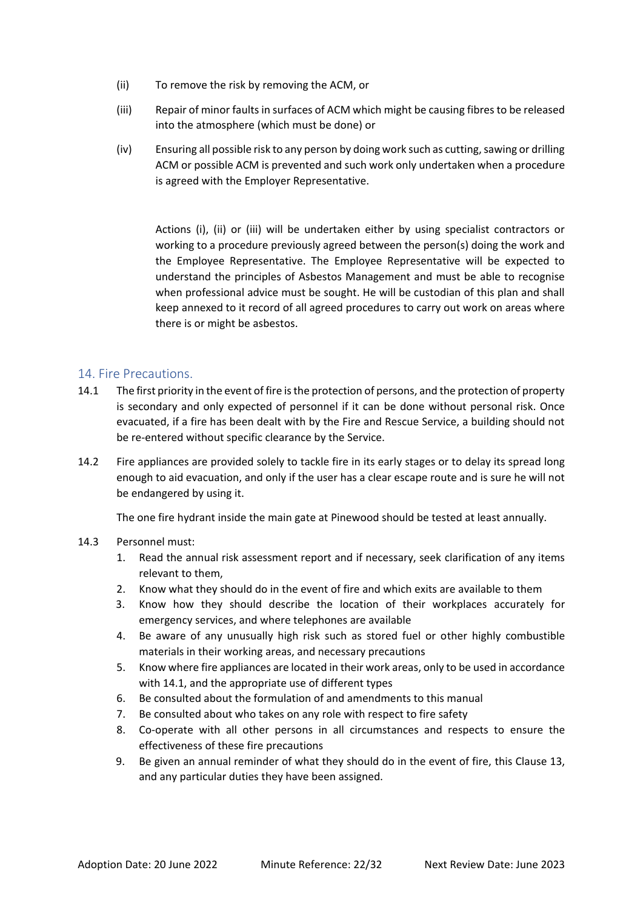(ii) To remove the risk by removing the ACM, or

(iii) Repair of minor faults in surfaces of ACM which might be causing fibres to be released into the atmosphere (which must be done) or

(iv) Ensuring all possible risk to any person by doing work such as cutting, sawing or drilling ACM or possible ACM is prevented and such work only undertaken when a procedure is agreed with the Employer Representative.

Actions (i), (ii) or (iii) will be undertaken either by using specialist contractors or working to a procedure previously agreed between the person(s) doing the work and the Employee Representative. The Employee Representative will be expected to understand the principles of Asbestos Management and must be able to recognise when professional advice must be sought. He will be custodian of this plan and shall keep annexed to it record of all agreed procedures to carry out work on areas where there is or might be asbestos.

## 14. Fire Precautions.

14.1 The first priority in the event of fire is the protection of persons, and the protection of property is secondary and only expected of personnel if it can be done without personal risk. Once evacuated, if a fire has been dealt with by the Fire and Rescue Service, a building should not be re-entered without specific clearance by the Service.

14.2 Fire appliances are provided solely to tackle fire in its early stages or to delay its spread long enough to aid evacuation, and only if the user has a clear escape route and is sure he will not be endangered by using it.

The one fire hydrant inside the main gate at Pinewood should be tested at least annually.

14.3 Personnel must:

1. Read the annual risk assessment report and if necessary, seek clarification of any items relevant to them,
2. Know what they should do in the event of fire and which exits are available to them
3. Know how they should describe the location of their workplaces accurately for emergency services, and where telephones are available
4. Be aware of any unusually high risk such as stored fuel or other highly combustible materials in their working areas, and necessary precautions
5. Know where fire appliances are located in their work areas, only to be used in accordance with 14.1, and the appropriate use of different types
6. Be consulted about the formulation of and amendments to this manual
7. Be consulted about who takes on any role with respect to fire safety
8. Co-operate with all other persons in all circumstances and respects to ensure the effectiveness of these fire precautions
9. Be given an annual reminder of what they should do in the event of fire, this Clause 13, and any particular duties they have been assigned.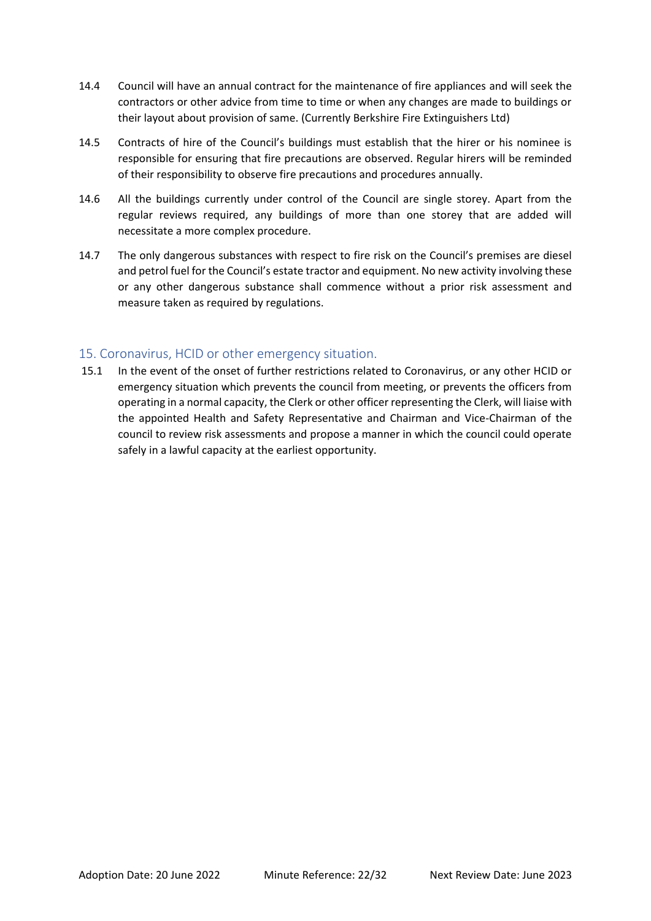14.4 Council will have an annual contract for the maintenance of fire appliances and will seek the contractors or other advice from time to time or when any changes are made to buildings or their layout about provision of same. (Currently Berkshire Fire Extinguishers Ltd)

14.5 Contracts of hire of the Council's buildings must establish that the hirer or his nominee is responsible for ensuring that fire precautions are observed. Regular hirers will be reminded of their responsibility to observe fire precautions and procedures annually.

14.6 All the buildings currently under control of the Council are single storey. Apart from the regular reviews required, any buildings of more than one storey that are added will necessitate a more complex procedure.

14.7 The only dangerous substances with respect to fire risk on the Council's premises are diesel and petrol fuel for the Council's estate tractor and equipment. No new activity involving these or any other dangerous substance shall commence without a prior risk assessment and measure taken as required by regulations.

## 15. Coronavirus, HCID or other emergency situation.

15.1 In the event of the onset of further restrictions related to Coronavirus, or any other HCID or emergency situation which prevents the council from meeting, or prevents the officers from operating in a normal capacity, the Clerk or other officer representing the Clerk, will liaise with the appointed Health and Safety Representative and Chairman and Vice-Chairman of the council to review risk assessments and propose a manner in which the council could operate safely in a lawful capacity at the earliest opportunity.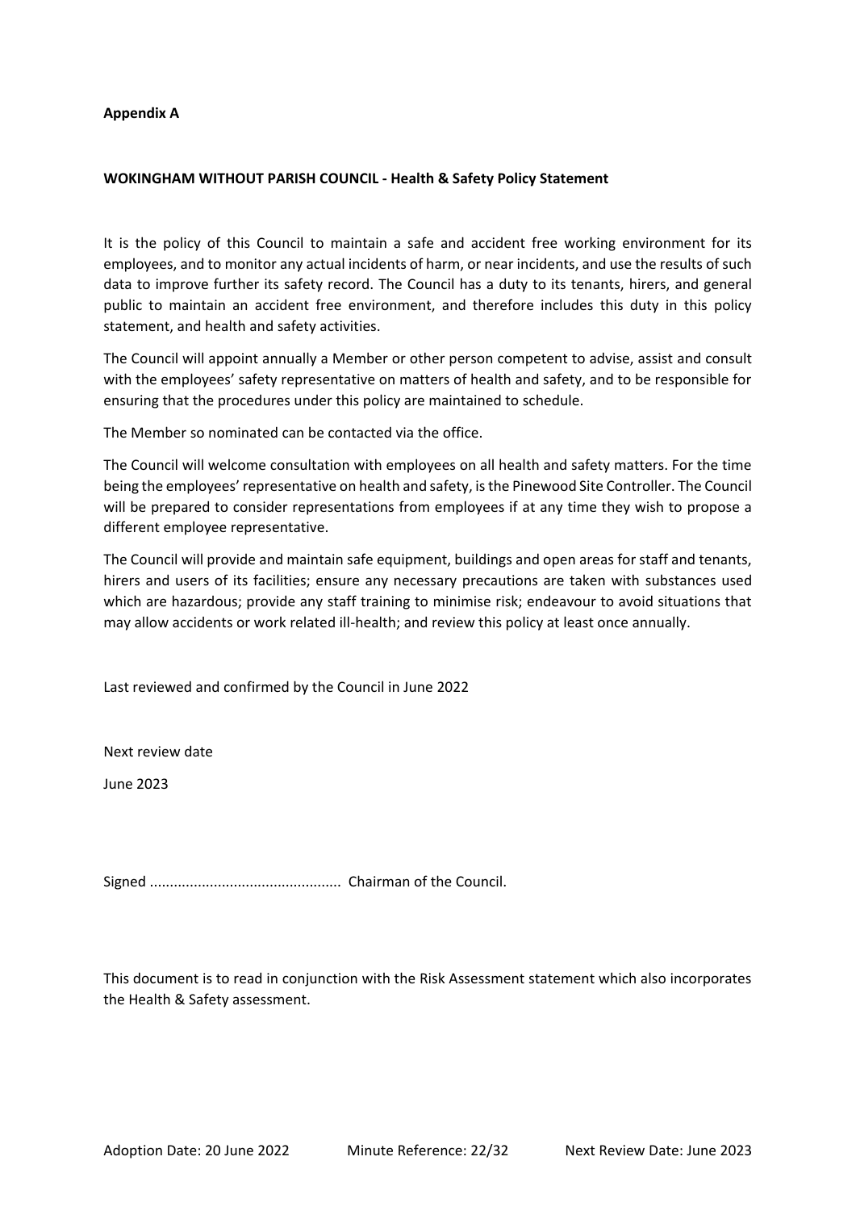**Appendix A**

**WOKINGHAM WITHOUT PARISH COUNCIL - Health & Safety Policy Statement**

It is the policy of this Council to maintain a safe and accident free working environment for its employees, and to monitor any actual incidents of harm, or near incidents, and use the results of such data to improve further its safety record. The Council has a duty to its tenants, hirers, and general public to maintain an accident free environment, and therefore includes this duty in this policy statement, and health and safety activities.

The Council will appoint annually a Member or other person competent to advise, assist and consult with the employees' safety representative on matters of health and safety, and to be responsible for ensuring that the procedures under this policy are maintained to schedule.

The Member so nominated can be contacted via the office.

The Council will welcome consultation with employees on all health and safety matters. For the time being the employees' representative on health and safety, is the Pinewood Site Controller. The Council will be prepared to consider representations from employees if at any time they wish to propose a different employee representative.

The Council will provide and maintain safe equipment, buildings and open areas for staff and tenants, hirers and users of its facilities; ensure any necessary precautions are taken with substances used which are hazardous; provide any staff training to minimise risk; endeavour to avoid situations that may allow accidents or work related ill-health; and review this policy at least once annually.

Last reviewed and confirmed by the Council in June 2022

Next review date

June 2023

Signed ............................................... Chairman of the Council.

This document is to read in conjunction with the Risk Assessment statement which also incorporates the Health & Safety assessment.

Adoption Date: 20 June 2022 Minute Reference: 22/32 Next Review Date: June 2023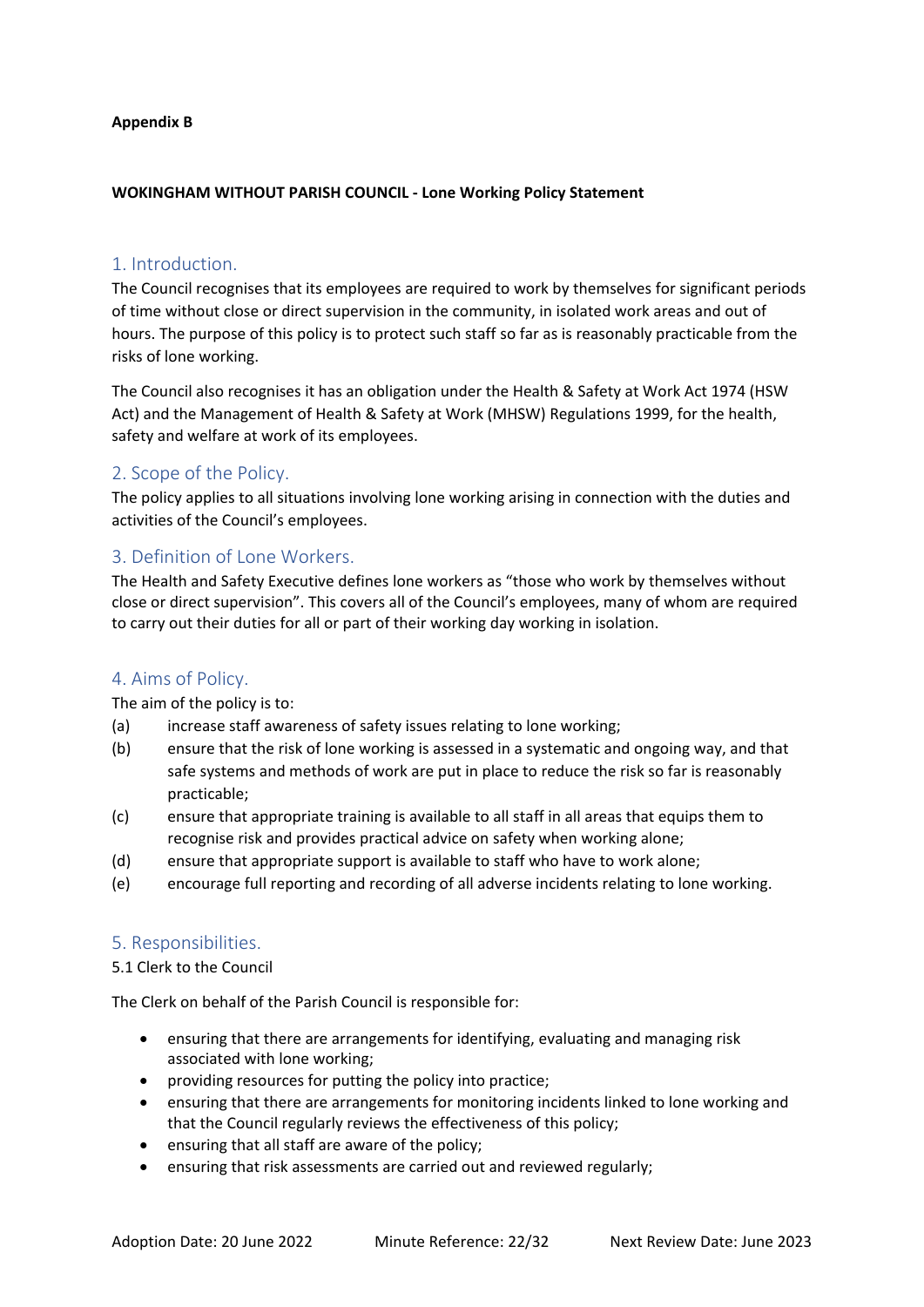**Appendix B**

**WOKINGHAM WITHOUT PARISH COUNCIL - Lone Working Policy Statement**

## 1. Introduction.

The Council recognises that its employees are required to work by themselves for significant periods of time without close or direct supervision in the community, in isolated work areas and out of hours. The purpose of this policy is to protect such staff so far as is reasonably practicable from the risks of lone working.

The Council also recognises it has an obligation under the Health & Safety at Work Act 1974 (HSW Act) and the Management of Health & Safety at Work (MHSW) Regulations 1999, for the health, safety and welfare at work of its employees.

## 2. Scope of the Policy.

The policy applies to all situations involving lone working arising in connection with the duties and activities of the Council's employees.

## 3. Definition of Lone Workers.

The Health and Safety Executive defines lone workers as "those who work by themselves without close or direct supervision". This covers all of the Council's employees, many of whom are required to carry out their duties for all or part of their working day working in isolation.

## 4. Aims of Policy.

The aim of the policy is to:

(a) increase staff awareness of safety issues relating to lone working;

(b) ensure that the risk of lone working is assessed in a systematic and ongoing way, and that safe systems and methods of work are put in place to reduce the risk so far is reasonably practicable;

(c) ensure that appropriate training is available to all staff in all areas that equips them to recognise risk and provides practical advice on safety when working alone;

(d) ensure that appropriate support is available to staff who have to work alone;

(e) encourage full reporting and recording of all adverse incidents relating to lone working.

## 5. Responsibilities.

5.1 Clerk to the Council

The Clerk on behalf of the Parish Council is responsible for:

- ensuring that there are arrangements for identifying, evaluating and managing risk associated with lone working;
- providing resources for putting the policy into practice;
- ensuring that there are arrangements for monitoring incidents linked to lone working and that the Council regularly reviews the effectiveness of this policy;
- ensuring that all staff are aware of the policy;
- ensuring that risk assessments are carried out and reviewed regularly;

Adoption Date: 20 June 2022 Minute Reference: 22/32 Next Review Date: June 2023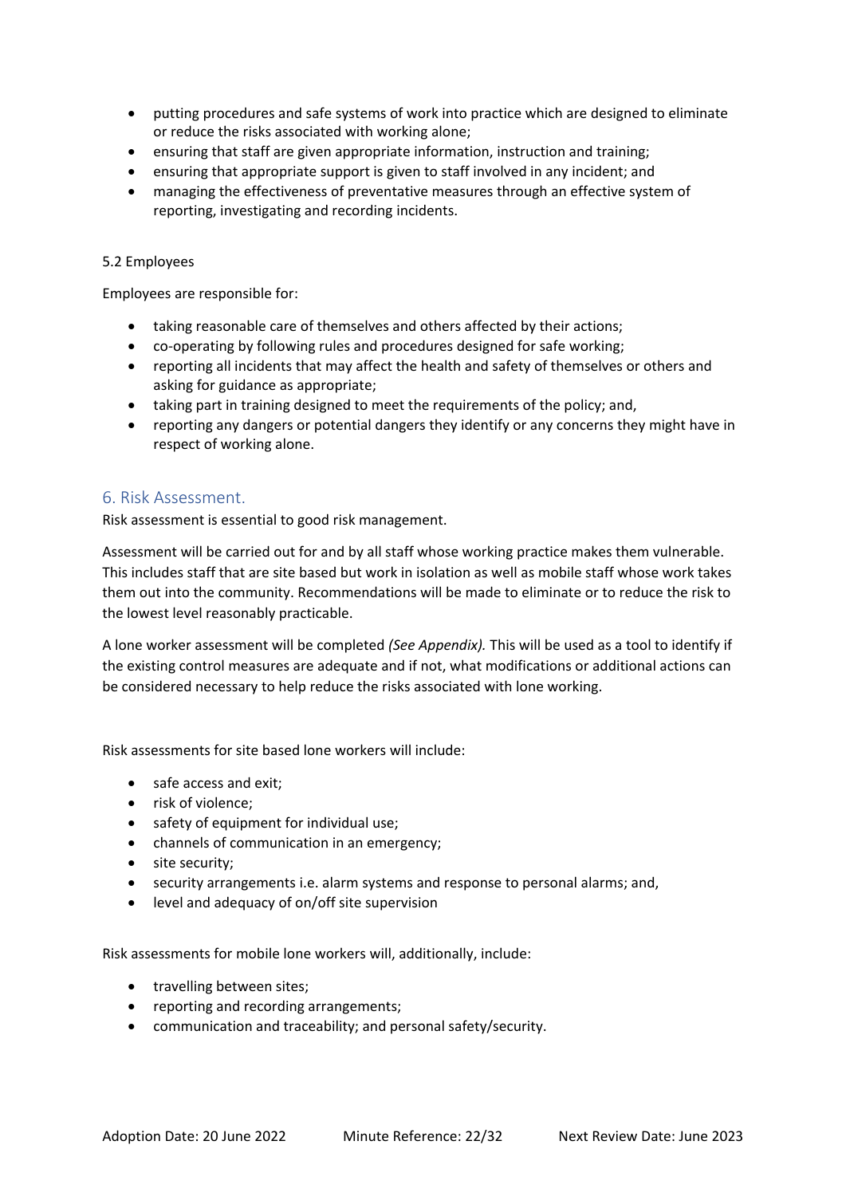- putting procedures and safe systems of work into practice which are designed to eliminate or reduce the risks associated with working alone;
- ensuring that staff are given appropriate information, instruction and training;
- ensuring that appropriate support is given to staff involved in any incident; and
- managing the effectiveness of preventative measures through an effective system of reporting, investigating and recording incidents.

5.2 Employees

Employees are responsible for:

- taking reasonable care of themselves and others affected by their actions;
- co-operating by following rules and procedures designed for safe working;
- reporting all incidents that may affect the health and safety of themselves or others and asking for guidance as appropriate;
- taking part in training designed to meet the requirements of the policy; and,
- reporting any dangers or potential dangers they identify or any concerns they might have in respect of working alone.

## 6. Risk Assessment.

Risk assessment is essential to good risk management.

Assessment will be carried out for and by all staff whose working practice makes them vulnerable. This includes staff that are site based but work in isolation as well as mobile staff whose work takes them out into the community. Recommendations will be made to eliminate or to reduce the risk to the lowest level reasonably practicable.

A lone worker assessment will be completed *(See Appendix).* This will be used as a tool to identify if the existing control measures are adequate and if not, what modifications or additional actions can be considered necessary to help reduce the risks associated with lone working.

Risk assessments for site based lone workers will include:

- safe access and exit;
- risk of violence;
- safety of equipment for individual use;
- channels of communication in an emergency;
- site security;
- security arrangements i.e. alarm systems and response to personal alarms; and,
- level and adequacy of on/off site supervision

Risk assessments for mobile lone workers will, additionally, include:

- travelling between sites;
- reporting and recording arrangements;
- communication and traceability; and personal safety/security.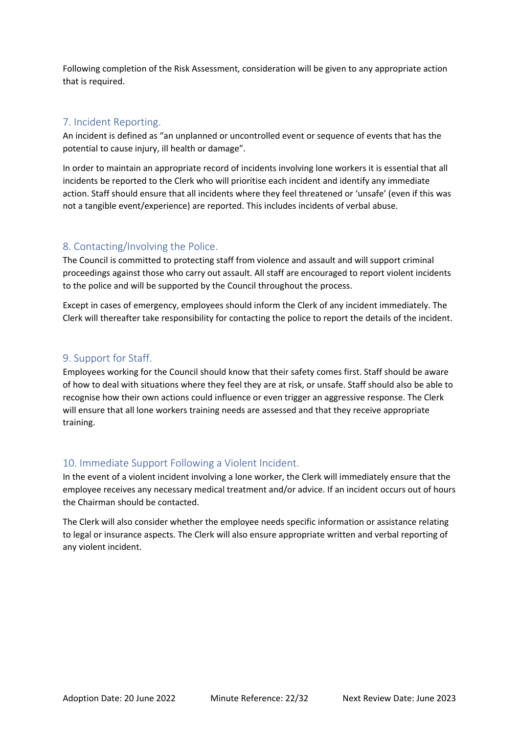Following completion of the Risk Assessment, consideration will be given to any appropriate action that is required.

## 7. Incident Reporting.

An incident is defined as "an unplanned or uncontrolled event or sequence of events that has the potential to cause injury, ill health or damage".

In order to maintain an appropriate record of incidents involving lone workers it is essential that all incidents be reported to the Clerk who will prioritise each incident and identify any immediate action. Staff should ensure that all incidents where they feel threatened or 'unsafe' (even if this was not a tangible event/experience) are reported. This includes incidents of verbal abuse.

## 8. Contacting/Involving the Police.

The Council is committed to protecting staff from violence and assault and will support criminal proceedings against those who carry out assault. All staff are encouraged to report violent incidents to the police and will be supported by the Council throughout the process.

Except in cases of emergency, employees should inform the Clerk of any incident immediately. The Clerk will thereafter take responsibility for contacting the police to report the details of the incident.

## 9. Support for Staff.

Employees working for the Council should know that their safety comes first. Staff should be aware of how to deal with situations where they feel they are at risk, or unsafe. Staff should also be able to recognise how their own actions could influence or even trigger an aggressive response. The Clerk will ensure that all lone workers training needs are assessed and that they receive appropriate training.

## 10. Immediate Support Following a Violent Incident.

In the event of a violent incident involving a lone worker, the Clerk will immediately ensure that the employee receives any necessary medical treatment and/or advice. If an incident occurs out of hours the Chairman should be contacted.

The Clerk will also consider whether the employee needs specific information or assistance relating to legal or insurance aspects. The Clerk will also ensure appropriate written and verbal reporting of any violent incident.

Adoption Date: 20 June 2022 Minute Reference: 22/32 Next Review Date: June 2023